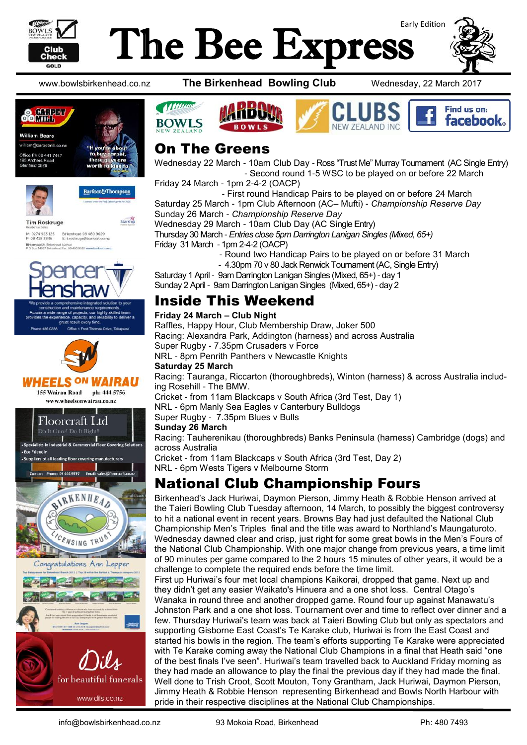# The Bee Express

Early Edition

www.bowlsbirkenhead.co.nz **The Birkenhead Bowling Club** Wednesday, 22 March 2017

## On The Greens

Wednesday 22 March - 10am Club Day - Ross "Trust Me" Murray Tournament (AC Single Entry)
- Second round 1-5 WSC to be played on or before 22 March

Friday 24 March - 1pm 2-4-2 (OACP)
- First round Handicap Pairs to be played on or before 24 March

Saturday 25 March - 1pm Club Afternoon (AC– Mufti) - *Championship Reserve Day*

Sunday 26 March - *Championship Reserve Day*

Wednesday 29 March - 10am Club Day (AC Single Entry)

Thursday 30 March - *Entries close 5pm Darrington Lanigan Singles (Mixed, 65+)*

Friday 31 March - 1pm 2-4-2 (OACP)
- Round two Handicap Pairs to be played on or before 31 March
- 4.30pm 70 v 80 Jack Renwick Tournament (AC, Single Entry)

Saturday 1 April - 9am Darrington Lanigan Singles (Mixed, 65+) - day 1

Sunday 2 April - 9am Darrington Lanigan Singles (Mixed, 65+) - day 2

## Inside This Weekend

**Friday 24 March – Club Night**

Raffles, Happy Hour, Club Membership Draw, Joker 500

Racing: Alexandra Park, Addington (harness) and across Australia

Super Rugby - 7.35pm Crusaders v Force

NRL - 8pm Penrith Panthers v Newcastle Knights

**Saturday 25 March**

Racing: Tauranga, Riccarton (thoroughbreds), Winton (harness) & across Australia including Rosehill - The BMW.

Cricket - from 11am Blackcaps v South Africa (3rd Test, Day 1)

NRL - 6pm Manly Sea Eagles v Canterbury Bulldogs

Super Rugby - 7.35pm Blues v Bulls

**Sunday 26 March**

Racing: Tauherenikau (thoroughbreds) Banks Peninsula (harness) Cambridge (dogs) and across Australia

Cricket - from 11am Blackcaps v South Africa (3rd Test, Day 2)

NRL - 6pm Wests Tigers v Melbourne Storm

## National Club Championship Fours

Birkenhead's Jack Huriwai, Daymon Pierson, Jimmy Heath & Robbie Henson arrived at the Taieri Bowling Club Tuesday afternoon, 14 March, to possibly the biggest controversy to hit a national event in recent years. Browns Bay had just defaulted the National Club Championship Men's Triples final and the title was award to Northland's Maungaturoto. Wednesday dawned clear and crisp, just right for some great bowls in the Men's Fours of the National Club Championship. With one major change from previous years, a time limit of 90 minutes per game compared to the 2 hours 15 minutes of other years, it would be a challenge to complete the required ends before the time limit.

First up Huriwai's four met local champions Kaikorai, dropped that game. Next up and they didn't get any easier Waikato's Hinuera and a one shot loss. Central Otago's Wanaka in round three and another dropped game. Round four up against Manawatu's Johnston Park and a one shot loss. Tournament over and time to reflect over dinner and a few. Thursday Huriwai's team was back at Taieri Bowling Club but only as spectators and supporting Gisborne East Coast's Te Karake club, Huriwai is from the East Coast and started his bowls in the region. The team's efforts supporting Te Karake were appreciated with Te Karake coming away the National Club Champions in a final that Heath said "one of the best finals I've seen". Huriwai's team travelled back to Auckland Friday morning as they had made an allowance to play the final the previous day if they had made the final. Well done to Trish Croot, Scott Mouton, Tony Grantham, Jack Huriwai, Daymon Pierson, Jimmy Heath & Robbie Henson representing Birkenhead and Bowls North Harbour with pride in their respective disciplines at the National Club Championships.

info@bowlsbirkenhead.co.nz 93 Mokoia Road, Birkenhead Ph: 480 7493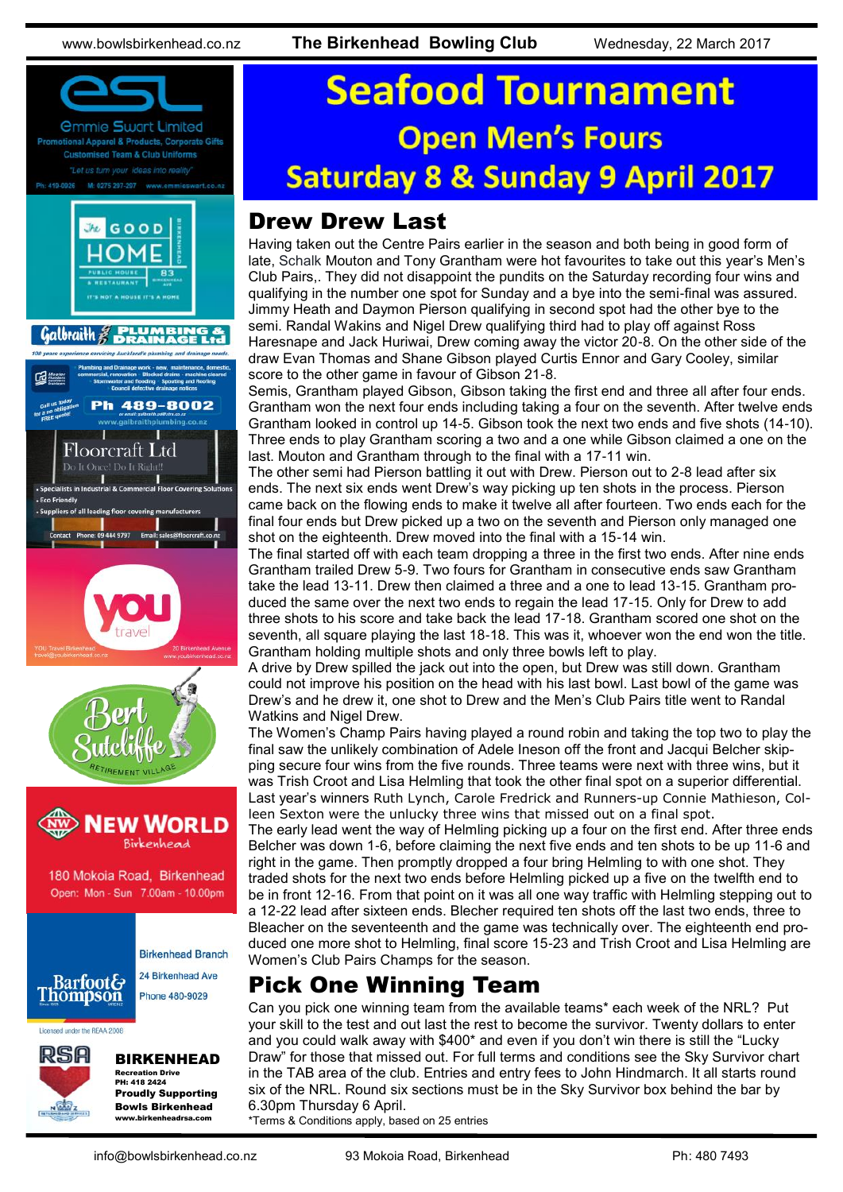# Seafood Tournament

## Open Men's Fours

## Saturday 8 & Sunday 9 April 2017

## Drew Drew Last

Having taken out the Centre Pairs earlier in the season and both being in good form of late, Schalk Mouton and Tony Grantham were hot favourites to take out this year's Men's Club Pairs,. They did not disappoint the pundits on the Saturday recording four wins and qualifying in the number one spot for Sunday and a bye into the semi-final was assured. Jimmy Heath and Daymon Pierson qualifying in second spot had the other bye to the semi. Randal Wakins and Nigel Drew qualifying third had to play off against Ross Haresnape and Jack Huriwai, Drew coming away the victor 20-8. On the other side of the draw Evan Thomas and Shane Gibson played Curtis Ennor and Gary Cooley, similar score to the other game in favour of Gibson 21-8.

Semis, Grantham played Gibson, Gibson taking the first end and three all after four ends. Grantham won the next four ends including taking a four on the seventh. After twelve ends Grantham looked in control up 14-5. Gibson took the next two ends and five shots (14-10). Three ends to play Grantham scoring a two and a one while Gibson claimed a one on the last. Mouton and Grantham through to the final with a 17-11 win.

The other semi had Pierson battling it out with Drew. Pierson out to 2-8 lead after six ends. The next six ends went Drew's way picking up ten shots in the process. Pierson came back on the flowing ends to make it twelve all after fourteen. Two ends each for the final four ends but Drew picked up a two on the seventh and Pierson only managed one shot on the eighteenth. Drew moved into the final with a 15-14 win.

The final started off with each team dropping a three in the first two ends. After nine ends Grantham trailed Drew 5-9. Two fours for Grantham in consecutive ends saw Grantham take the lead 13-11. Drew then claimed a three and a one to lead 13-15. Grantham produced the same over the next two ends to regain the lead 17-15. Only for Drew to add three shots to his score and take back the lead 17-18. Grantham scored one shot on the seventh, all square playing the last 18-18. This was it, whoever won the end won the title. Grantham holding multiple shots and only three bowls left to play.

A drive by Drew spilled the jack out into the open, but Drew was still down. Grantham could not improve his position on the head with his last bowl. Last bowl of the game was Drew's and he drew it, one shot to Drew and the Men's Club Pairs title went to Randal Watkins and Nigel Drew.

The Women's Champ Pairs having played a round robin and taking the top two to play the final saw the unlikely combination of Adele Ineson off the front and Jacqui Belcher skipping secure four wins from the five rounds. Three teams were next with three wins, but it was Trish Croot and Lisa Helmling that took the other final spot on a superior differential. Last year's winners Ruth Lynch, Carole Fredrick and Runners-up Connie Mathieson, Colleen Sexton were the unlucky three wins that missed out on a final spot.

The early lead went the way of Helmling picking up a four on the first end. After three ends Belcher was down 1-6, before claiming the next five ends and ten shots to be up 11-6 and right in the game. Then promptly dropped a four bring Helmling to with one shot. They traded shots for the next two ends before Helmling picked up a five on the twelfth end to be in front 12-16. From that point on it was all one way traffic with Helmling stepping out to a 12-22 lead after sixteen ends. Blecher required ten shots off the last two ends, three to Bleacher on the seventeenth and the game was technically over. The eighteenth end produced one more shot to Helmling, final score 15-23 and Trish Croot and Lisa Helmling are Women's Club Pairs Champs for the season.

## Pick One Winning Team

Can you pick one winning team from the available teams* each week of the NRL? Put your skill to the test and out last the rest to become the survivor. Twenty dollars to enter and you could walk away with $400* and even if you don't win there is still the "Lucky Draw" for those that missed out. For full terms and conditions see the Sky Survivor chart in the TAB area of the club. Entries and entry fees to John Hindmarch. It all starts round six of the NRL. Round six sections must be in the Sky Survivor box behind the bar by 6.30pm Thursday 6 April.

*Terms & Conditions apply, based on 25 entries

---

**Emmie Swart Limited** – Promotional Apparel & Products, Corporate Gifts, Customised Team & Club Uniforms. "Let us turn your ideas into reality" Ph: 419-0926 M: 0275 297-207 www.emmieswart.co.nz

**The Good Home** – Birkenhead – Public House & Restaurant – 83 Birkenhead Ave – It's not a house it's a home

**Galbraith Plumbing & Drainage Ltd** – 100 years experience servicing Auckland's plumbing and drainage needs. Plumbing and Drainage work - new, maintenance, domestic, commercial, renovation · Blocked drains - machine cleared · Stormwater and flooding · Spouting and Roofing · Council defective drainage notices. Call us today for a no obligation FREE quote! Ph 489-8002 www.galbraithplumbing.co.nz

**Floorcraft Ltd** – Do It Once! Do It Right!! – Specialists in Industrial & Commercial Floor Covering Solutions – Eco Friendly – Suppliers of all leading floor covering manufacturers. Contact Phone: 09 444 9797 Email: sales@floorcraft.co.nz

**YOU Travel Birkenhead** – travel@youbirkenhead.co.nz – 20 Birkenhead Avenue – www.youbirkenhead.co.nz

**Bert Sutcliffe Retirement Village**

**New World Birkenhead** – 180 Mokoia Road, Birkenhead – Open: Mon - Sun 7.00am - 10.00pm

**Barfoot & Thompson** – Birkenhead Branch – 24 Birkenhead Ave – Phone 480-9029 – Licensed under the REAA 2008

**RSA Birkenhead** – Recreation Drive – PH: 418 2424 – Proudly Supporting Bowls Birkenhead – www.birkenheadrsa.com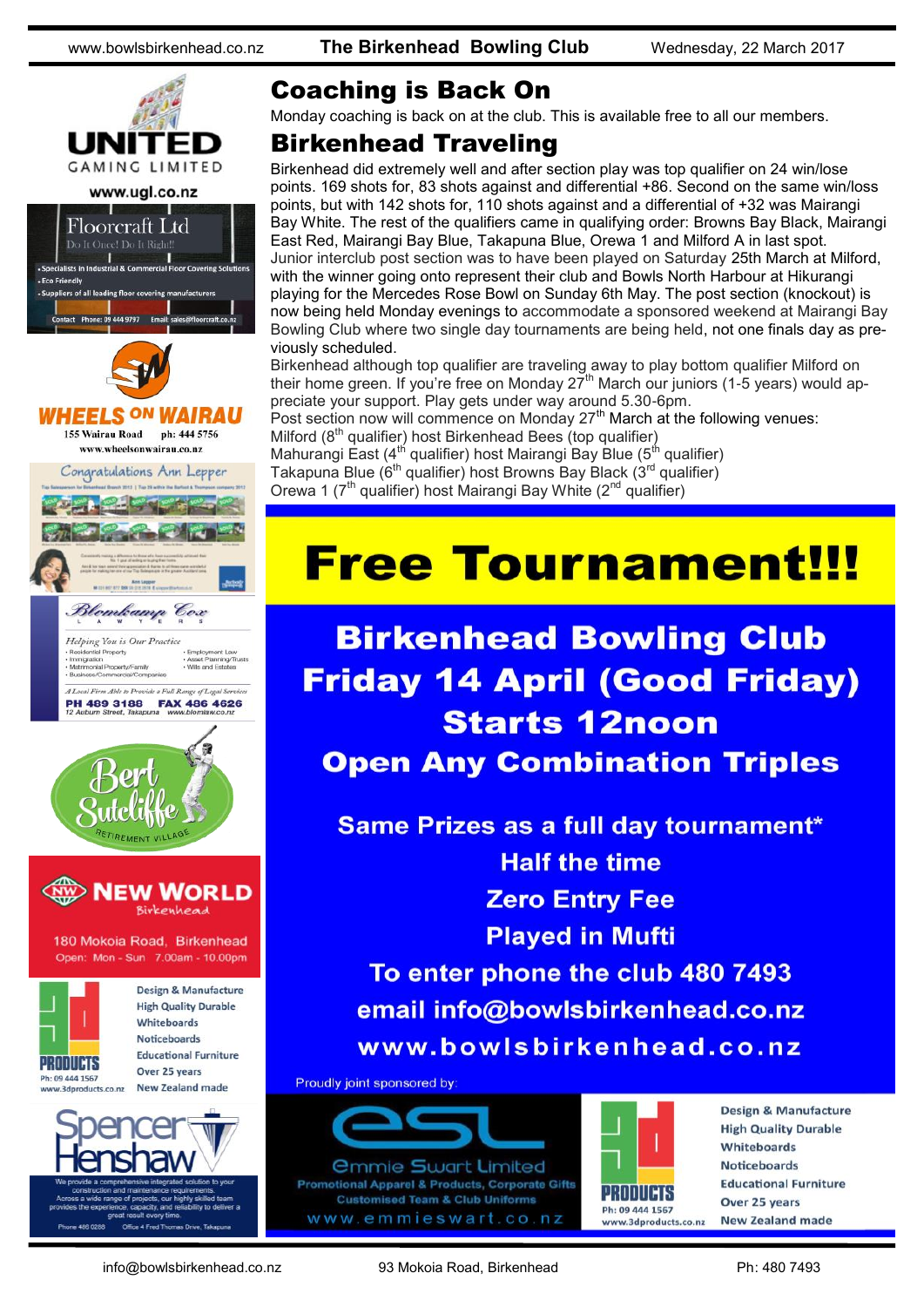# Coaching is Back On

Monday coaching is back on at the club. This is available free to all our members.

# Birkenhead Traveling

Birkenhead did extremely well and after section play was top qualifier on 24 win/lose points. 169 shots for, 83 shots against and differential +86. Second on the same win/loss points, but with 142 shots for, 110 shots against and a differential of +32 was Mairangi Bay White. The rest of the qualifiers came in qualifying order: Browns Bay Black, Mairangi East Red, Mairangi Bay Blue, Takapuna Blue, Orewa 1 and Milford A in last spot.

Junior interclub post section was to have been played on Saturday 25th March at Milford, with the winner going onto represent their club and Bowls North Harbour at Hikurangi playing for the Mercedes Rose Bowl on Sunday 6th May. The post section (knockout) is now being held Monday evenings to accommodate a sponsored weekend at Mairangi Bay Bowling Club where two single day tournaments are being held, not one finals day as previously scheduled.

Birkenhead although top qualifier are traveling away to play bottom qualifier Milford on their home green. If you're free on Monday 27th March our juniors (1-5 years) would appreciate your support. Play gets under way around 5.30-6pm.

Post section now will commence on Monday 27th March at the following venues:

Milford (8th qualifier) host Birkenhead Bees (top qualifier)
Mahurangi East (4th qualifier) host Mairangi Bay Blue (5th qualifier)
Takapuna Blue (6th qualifier) host Browns Bay Black (3rd qualifier)
Orewa 1 (7th qualifier) host Mairangi Bay White (2nd qualifier)

# Free Tournament!!!

## Birkenhead Bowling Club
## Friday 14 April (Good Friday)
## Starts 12noon
## Open Any Combination Triples

**Same Prizes as a full day tournament***
**Half the time**
**Zero Entry Fee**
**Played in Mufti**
**To enter phone the club 480 7493**
**email info@bowlsbirkenhead.co.nz**
**www.bowlsbirkenhead.co.nz**

Proudly joint sponsored by:

Emmie Swart Limited — Promotional Apparel & Products, Corporate Gifts — Customised Team & Club Uniforms — www.emmieswart.co.nz

3d Products — Ph: 09 444 1567 — www.3dproducts.co.nz — Design & Manufacture, High Quality Durable, Whiteboards, Noticeboards, Educational Furniture, Over 25 years, New Zealand made

---

United Gaming Limited — www.ugl.co.nz

Floorcraft Ltd — Do It Once! Do It Right!
- Specialists in Industrial & Commercial Floor Covering Solutions
- Eco Friendly
- Suppliers of all leading floor covering manufacturers

Contact Phone: 09 444 9797 Email: sales@floorcraft.co.nz

Wheels on Wairau — 155 Wairau Road ph: 444 5756 — www.wheelsonwairau.co.nz

Congratulations Ann Lepper

Blomkamp Cox Lawyers — Helping You is Our Practice
- Residential Property
- Immigration
- Matrimonial Property/Family
- Business/Commercial/Companies
- Employment Law
- Asset Planning/Trusts
- Wills and Estates

A Local Firm Able to Provide a Full Range of Legal Services
PH 489 3188 FAX 486 4626
12 Auburn Street, Takapuna www.blomlaw.co.nz

Bert Sutcliffe Retirement Village

New World Birkenhead — 180 Mokoia Road, Birkenhead — Open: Mon - Sun 7.00am - 10.00pm

3d Products — Ph: 09 444 1567 — www.3dproducts.co.nz — Design & Manufacture, High Quality Durable, Whiteboards, Noticeboards, Educational Furniture, Over 25 years, New Zealand made

Spencer Henshaw — We provide a comprehensive integrated solution to your construction and maintenance requirements. Across a wide range of projects, our highly skilled team provides the experience, capacity, and reliability to deliver a great result every time.
Phone 486 0288 Office 4 Fred Thomas Drive, Takapuna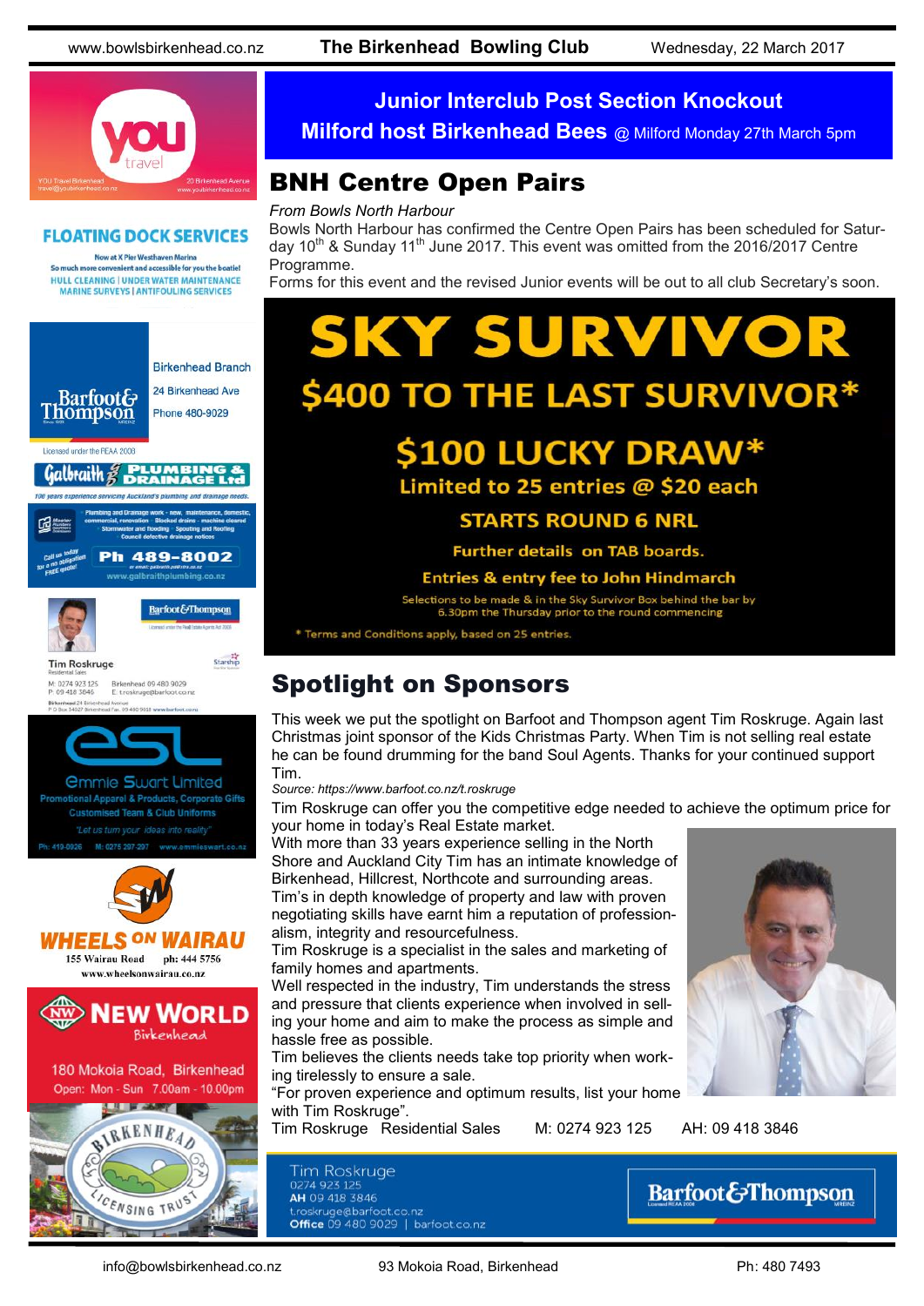## Junior Interclub Post Section Knockout

**Milford host Birkenhead Bees** @ Milford Monday 27th March 5pm

# BNH Centre Open Pairs

*From Bowls North Harbour*

Bowls North Harbour has confirmed the Centre Open Pairs has been scheduled for Saturday 10th & Sunday 11th June 2017. This event was omitted from the 2016/2017 Centre Programme.

Forms for this event and the revised Junior events will be out to all club Secretary's soon.

# SKY SURVIVOR

## $400 TO THE LAST SURVIVOR*

## $100 LUCKY DRAW*

**Limited to 25 entries @ $20 each**

**STARTS ROUND 6 NRL**

**Further details on TAB boards.**

**Entries & entry fee to John Hindmarch**

Selections to be made & in the Sky Survivor Box behind the bar by 6.30pm the Thursday prior to the round commencing

* Terms and Conditions apply, based on 25 entries.

# Spotlight on Sponsors

This week we put the spotlight on Barfoot and Thompson agent Tim Roskruge. Again last Christmas joint sponsor of the Kids Christmas Party. When Tim is not selling real estate he can be found drumming for the band Soul Agents. Thanks for your continued support Tim.

*Source: https://www.barfoot.co.nz/t.roskruge*

Tim Roskruge can offer you the competitive edge needed to achieve the optimum price for your home in today's Real Estate market.

With more than 33 years experience selling in the North Shore and Auckland City Tim has an intimate knowledge of Birkenhead, Hillcrest, Northcote and surrounding areas.

Tim's in depth knowledge of property and law with proven negotiating skills have earnt him a reputation of professionalism, integrity and resourcefulness.

Tim Roskruge is a specialist in the sales and marketing of family homes and apartments.

Well respected in the industry, Tim understands the stress and pressure that clients experience when involved in selling your home and aim to make the process as simple and hassle free as possible.

Tim believes the clients needs take top priority when working tirelessly to ensure a sale.

"For proven experience and optimum results, list your home with Tim Roskruge".

Tim Roskruge Residential Sales M: 0274 923 125 AH: 09 418 3846

Tim Roskruge
0274 923 125
AH 09 418 3846
t.roskruge@barfoot.co.nz
Office 09 480 9029 | barfoot.co.nz

Barfoot&Thompson

---

YOU Travel Birkenhead — travel@youbirkenhead.co.nz — 20 Birkenhead Avenue — www.youbirkenhead.co.nz

**FLOATING DOCK SERVICES**
Now at X Pier Westhaven Marina
So much more convenient and accessible for you the boatie!
HULL CLEANING | UNDER WATER MAINTENANCE
MARINE SURVEYS | ANTIFOULING SERVICES

Barfoot & Thompson — Birkenhead Branch — 24 Birkenhead Ave — Phone 480-9029
Licensed under the REAA 2008

**Galbraith PLUMBING & DRAINAGE Ltd**
100 years experience servicing Auckland's plumbing and drainage needs.
Plumbing and Drainage work - new, maintenance, domestic, commercial, renovation · Blocked drains - machine cleared · Stormwater and flooding · Spouting and Roofing · Council defective drainage notices
Call us today for a no obligation FREE quote!
Ph 489-8002
www.galbraithplumbing.co.nz

Tim Roskruge — Residential Sales
M: 0274 923 125 P: 09 418 3846
Birkenhead 09 480 9029 E: t.roskruge@barfoot.co.nz

**esl — Emmie Swart Limited**
Promotional Apparel & Products, Corporate Gifts
Customised Team & Club Uniforms
"Let us turn your ideas into reality"
Ph: 419-0926 M: 0275 287-287 www.emmieswart.co.nz

**WHEELS ON WAIRAU**
155 Wairau Road ph: 444 5756
www.wheelsonwairau.co.nz

**NEW WORLD Birkenhead**
180 Mokoia Road, Birkenhead
Open: Mon - Sun 7.00am - 10.00pm

BIRKENHEAD LICENSING TRUST